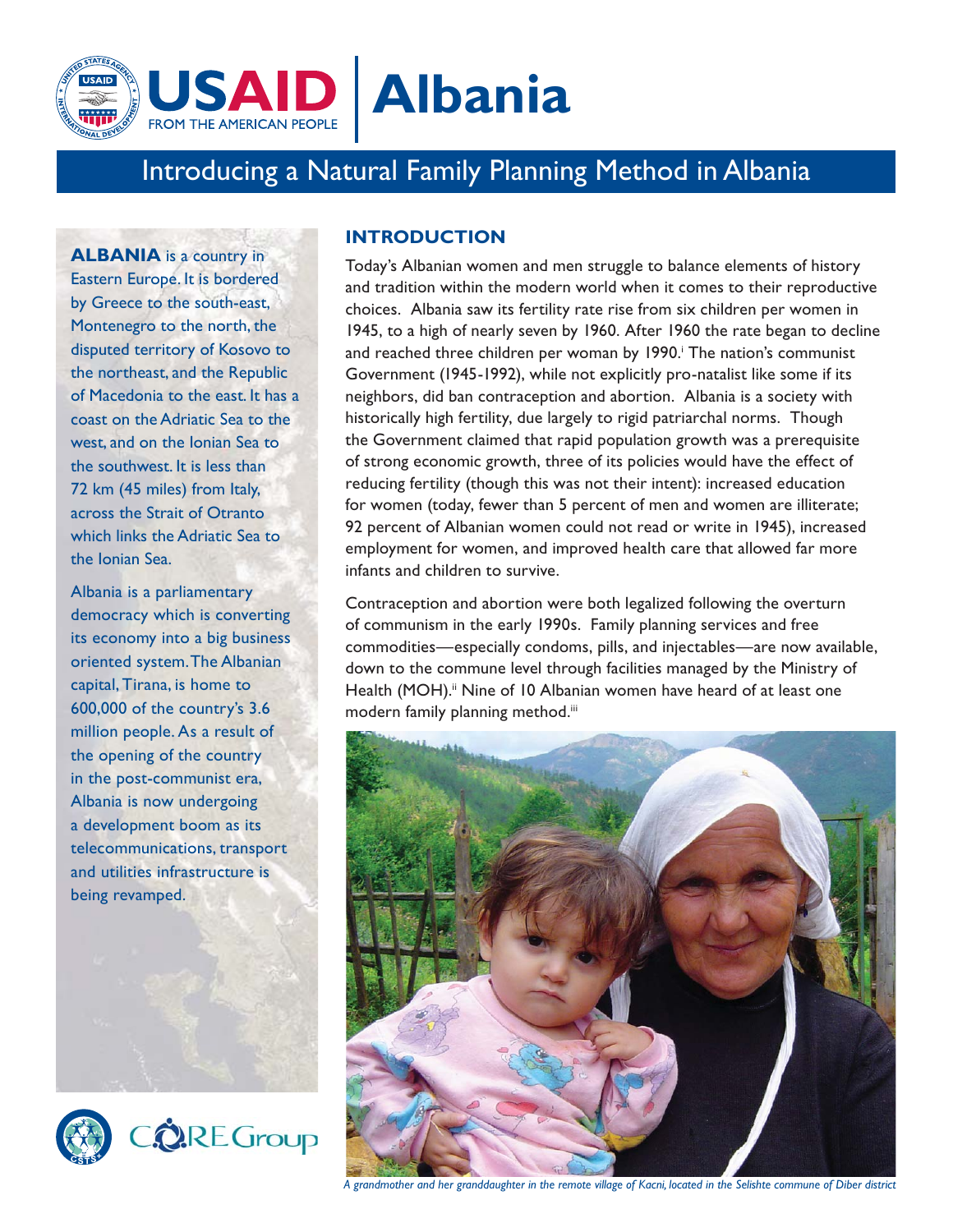# USAID Albania

FROM THE AMERICAN PEOPLE

## Introducing a Natural Family Planning Method in Albania

**ALBANIA** is a country in Eastern Europe. It is bordered by Greece to the south-east, Montenegro to the north, the disputed territory of Kosovo to the northeast, and the Republic of Macedonia to the east. It has a coast on the Adriatic Sea to the west, and on the Ionian Sea to the southwest. It is less than 72 km (45 miles) from Italy, across the Strait of Otranto which links the Adriatic Sea to the Ionian Sea.

Albania is a parliamentary democracy which is converting its economy into a big business oriented system. The Albanian capital, Tirana, is home to 600,000 of the country's 3.6 million people. As a result of the opening of the country in the post-communist era, Albania is now undergoing a development boom as its telecommunications, transport and utilities infrastructure is being revamped.

CORE Group

### INTRODUCTION

Today's Albanian women and men struggle to balance elements of history and tradition within the modern world when it comes to their reproductive choices. Albania saw its fertility rate rise from six children per women in 1945, to a high of nearly seven by 1960. After 1960 the rate began to decline and reached three children per woman by 1990.[i] The nation's communist Government (1945-1992), while not explicitly pro-natalist like some if its neighbors, did ban contraception and abortion. Albania is a society with historically high fertility, due largely to rigid patriarchal norms. Though the Government claimed that rapid population growth was a prerequisite of strong economic growth, three of its policies would have the effect of reducing fertility (though this was not their intent): increased education for women (today, fewer than 5 percent of men and women are illiterate; 92 percent of Albanian women could not read or write in 1945), increased employment for women, and improved health care that allowed far more infants and children to survive.

Contraception and abortion were both legalized following the overturn of communism in the early 1990s. Family planning services and free commodities—especially condoms, pills, and injectables—are now available, down to the commune level through facilities managed by the Ministry of Health (MOH).[ii] Nine of 10 Albanian women have heard of at least one modern family planning method.[iii]

*A grandmother and her granddaughter in the remote village of Kacni, located in the Selishte commune of Diber district*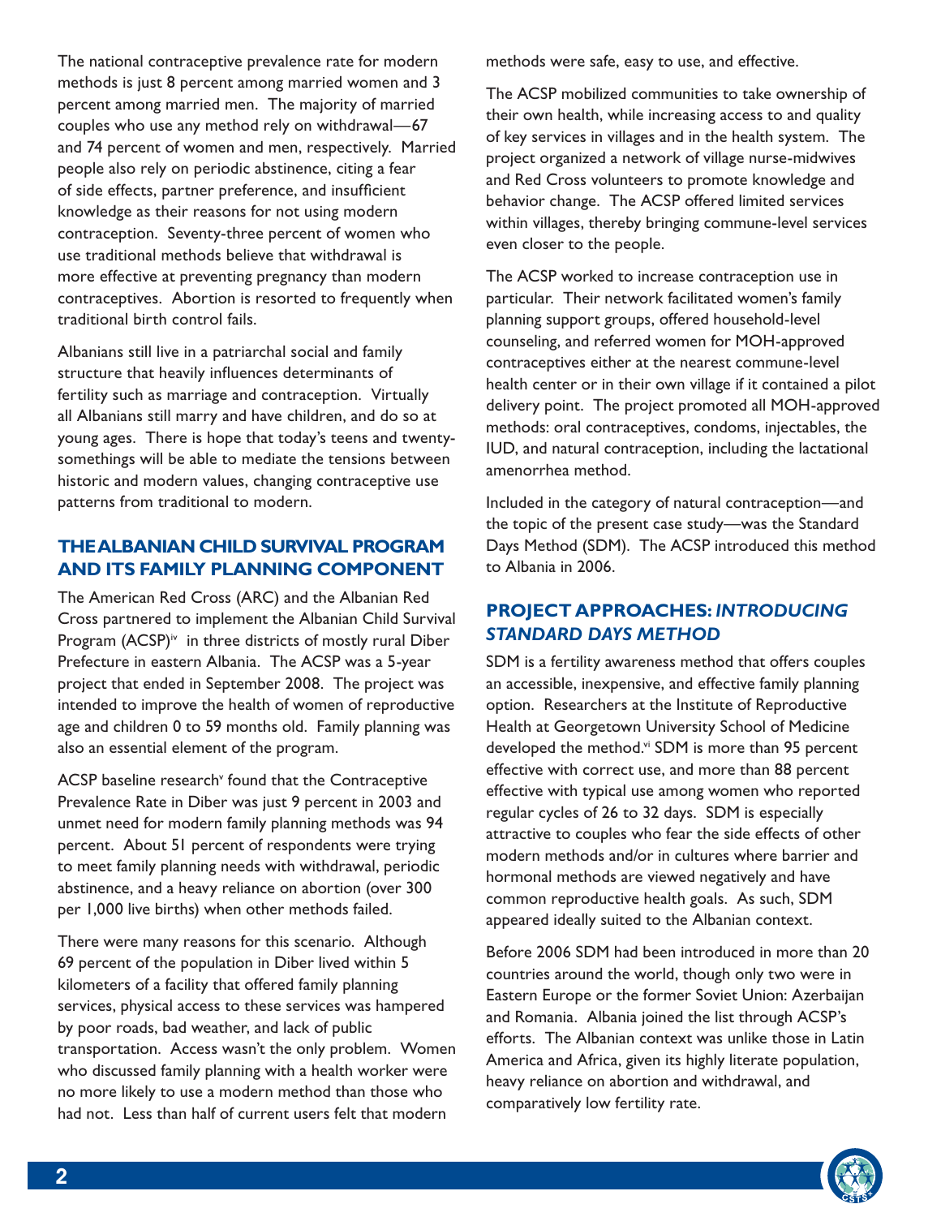The national contraceptive prevalence rate for modern methods is just 8 percent among married women and 3 percent among married men. The majority of married couples who use any method rely on withdrawal—67 and 74 percent of women and men, respectively. Married people also rely on periodic abstinence, citing a fear of side effects, partner preference, and insufficient knowledge as their reasons for not using modern contraception. Seventy-three percent of women who use traditional methods believe that withdrawal is more effective at preventing pregnancy than modern contraceptives. Abortion is resorted to frequently when traditional birth control fails.

Albanians still live in a patriarchal social and family structure that heavily influences determinants of fertility such as marriage and contraception. Virtually all Albanians still marry and have children, and do so at young ages. There is hope that today's teens and twenty-somethings will be able to mediate the tensions between historic and modern values, changing contraceptive use patterns from traditional to modern.

## THE ALBANIAN CHILD SURVIVAL PROGRAM AND ITS FAMILY PLANNING COMPONENT

The American Red Cross (ARC) and the Albanian Red Cross partnered to implement the Albanian Child Survival Program (ACSP)[iv] in three districts of mostly rural Diber Prefecture in eastern Albania. The ACSP was a 5-year project that ended in September 2008. The project was intended to improve the health of women of reproductive age and children 0 to 59 months old. Family planning was also an essential element of the program.

ACSP baseline research[v] found that the Contraceptive Prevalence Rate in Diber was just 9 percent in 2003 and unmet need for modern family planning methods was 94 percent. About 51 percent of respondents were trying to meet family planning needs with withdrawal, periodic abstinence, and a heavy reliance on abortion (over 300 per 1,000 live births) when other methods failed.

There were many reasons for this scenario. Although 69 percent of the population in Diber lived within 5 kilometers of a facility that offered family planning services, physical access to these services was hampered by poor roads, bad weather, and lack of public transportation. Access wasn't the only problem. Women who discussed family planning with a health worker were no more likely to use a modern method than those who had not. Less than half of current users felt that modern methods were safe, easy to use, and effective.

The ACSP mobilized communities to take ownership of their own health, while increasing access to and quality of key services in villages and in the health system. The project organized a network of village nurse-midwives and Red Cross volunteers to promote knowledge and behavior change. The ACSP offered limited services within villages, thereby bringing commune-level services even closer to the people.

The ACSP worked to increase contraception use in particular. Their network facilitated women's family planning support groups, offered household-level counseling, and referred women for MOH-approved contraceptives either at the nearest commune-level health center or in their own village if it contained a pilot delivery point. The project promoted all MOH-approved methods: oral contraceptives, condoms, injectables, the IUD, and natural contraception, including the lactational amenorrhea method.

Included in the category of natural contraception—and the topic of the present case study—was the Standard Days Method (SDM). The ACSP introduced this method to Albania in 2006.

## PROJECT APPROACHES: *INTRODUCING STANDARD DAYS METHOD*

SDM is a fertility awareness method that offers couples an accessible, inexpensive, and effective family planning option. Researchers at the Institute of Reproductive Health at Georgetown University School of Medicine developed the method.[vi] SDM is more than 95 percent effective with correct use, and more than 88 percent effective with typical use among women who reported regular cycles of 26 to 32 days. SDM is especially attractive to couples who fear the side effects of other modern methods and/or in cultures where barrier and hormonal methods are viewed negatively and have common reproductive health goals. As such, SDM appeared ideally suited to the Albanian context.

Before 2006 SDM had been introduced in more than 20 countries around the world, though only two were in Eastern Europe or the former Soviet Union: Azerbaijan and Romania. Albania joined the list through ACSP's efforts. The Albanian context was unlike those in Latin America and Africa, given its highly literate population, heavy reliance on abortion and withdrawal, and comparatively low fertility rate.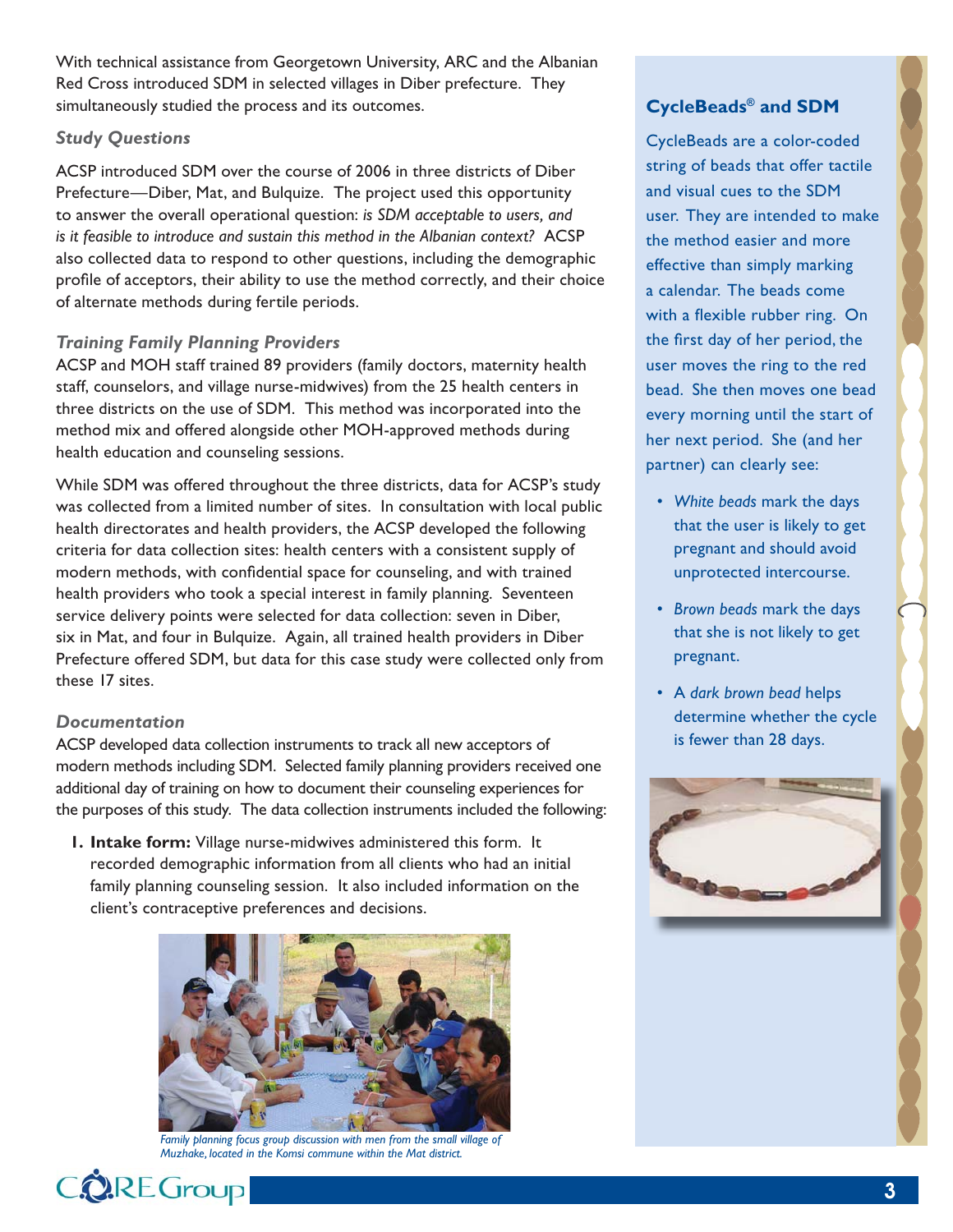With technical assistance from Georgetown University, ARC and the Albanian Red Cross introduced SDM in selected villages in Diber prefecture. They simultaneously studied the process and its outcomes.

### *Study Questions*

ACSP introduced SDM over the course of 2006 in three districts of Diber Prefecture—Diber, Mat, and Bulquize. The project used this opportunity to answer the overall operational question: *is SDM acceptable to users, and is it feasible to introduce and sustain this method in the Albanian context?* ACSP also collected data to respond to other questions, including the demographic profile of acceptors, their ability to use the method correctly, and their choice of alternate methods during fertile periods.

### *Training Family Planning Providers*

ACSP and MOH staff trained 89 providers (family doctors, maternity health staff, counselors, and village nurse-midwives) from the 25 health centers in three districts on the use of SDM. This method was incorporated into the method mix and offered alongside other MOH-approved methods during health education and counseling sessions.

While SDM was offered throughout the three districts, data for ACSP's study was collected from a limited number of sites. In consultation with local public health directorates and health providers, the ACSP developed the following criteria for data collection sites: health centers with a consistent supply of modern methods, with confidential space for counseling, and with trained health providers who took a special interest in family planning. Seventeen service delivery points were selected for data collection: seven in Diber, six in Mat, and four in Bulquize. Again, all trained health providers in Diber Prefecture offered SDM, but data for this case study were collected only from these 17 sites.

### *Documentation*

ACSP developed data collection instruments to track all new acceptors of modern methods including SDM. Selected family planning providers received one additional day of training on how to document their counseling experiences for the purposes of this study. The data collection instruments included the following:

1. **Intake form:** Village nurse-midwives administered this form. It recorded demographic information from all clients who had an initial family planning counseling session. It also included information on the client's contraceptive preferences and decisions.

*Family planning focus group discussion with men from the small village of Muzhake, located in the Komsi commune within the Mat district.*

### CycleBeads® and SDM

CycleBeads are a color-coded string of beads that offer tactile and visual cues to the SDM user. They are intended to make the method easier and more effective than simply marking a calendar. The beads come with a flexible rubber ring. On the first day of her period, the user moves the ring to the red bead. She then moves one bead every morning until the start of her next period. She (and her partner) can clearly see:

- *White beads* mark the days that the user is likely to get pregnant and should avoid unprotected intercourse.
- *Brown beads* mark the days that she is not likely to get pregnant.
- A *dark brown bead* helps determine whether the cycle is fewer than 28 days.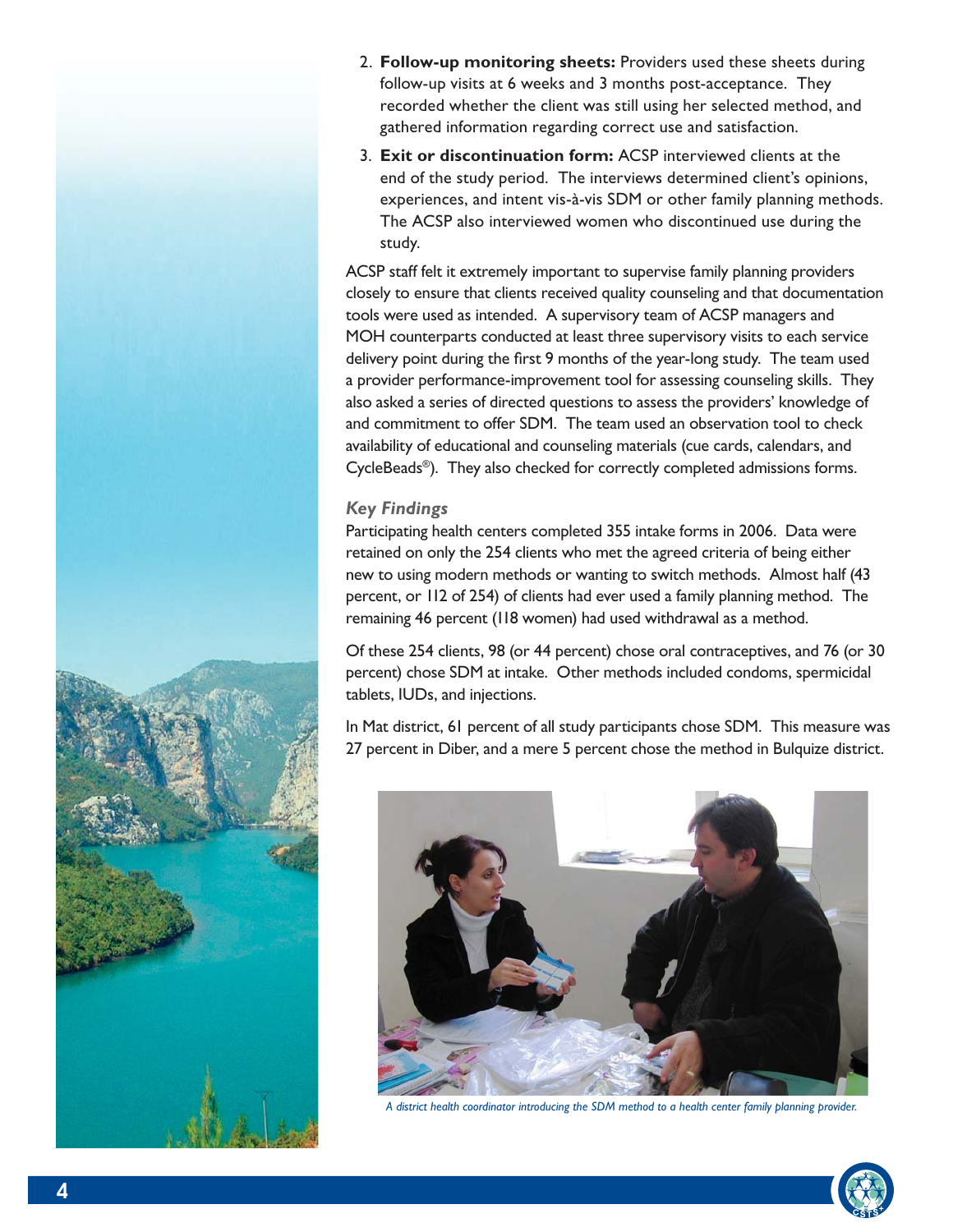2. **Follow-up monitoring sheets:** Providers used these sheets during follow-up visits at 6 weeks and 3 months post-acceptance. They recorded whether the client was still using her selected method, and gathered information regarding correct use and satisfaction.
3. **Exit or discontinuation form:** ACSP interviewed clients at the end of the study period. The interviews determined client's opinions, experiences, and intent vis-à-vis SDM or other family planning methods. The ACSP also interviewed women who discontinued use during the study.

ACSP staff felt it extremely important to supervise family planning providers closely to ensure that clients received quality counseling and that documentation tools were used as intended. A supervisory team of ACSP managers and MOH counterparts conducted at least three supervisory visits to each service delivery point during the first 9 months of the year-long study. The team used a provider performance-improvement tool for assessing counseling skills. They also asked a series of directed questions to assess the providers' knowledge of and commitment to offer SDM. The team used an observation tool to check availability of educational and counseling materials (cue cards, calendars, and CycleBeads®). They also checked for correctly completed admissions forms.

### *Key Findings*

Participating health centers completed 355 intake forms in 2006. Data were retained on only the 254 clients who met the agreed criteria of being either new to using modern methods or wanting to switch methods. Almost half (43 percent, or 112 of 254) of clients had ever used a family planning method. The remaining 46 percent (118 women) had used withdrawal as a method.

Of these 254 clients, 98 (or 44 percent) chose oral contraceptives, and 76 (or 30 percent) chose SDM at intake. Other methods included condoms, spermicidal tablets, IUDs, and injections.

In Mat district, 61 percent of all study participants chose SDM. This measure was 27 percent in Diber, and a mere 5 percent chose the method in Bulquize district.

*A district health coordinator introducing the SDM method to a health center family planning provider.*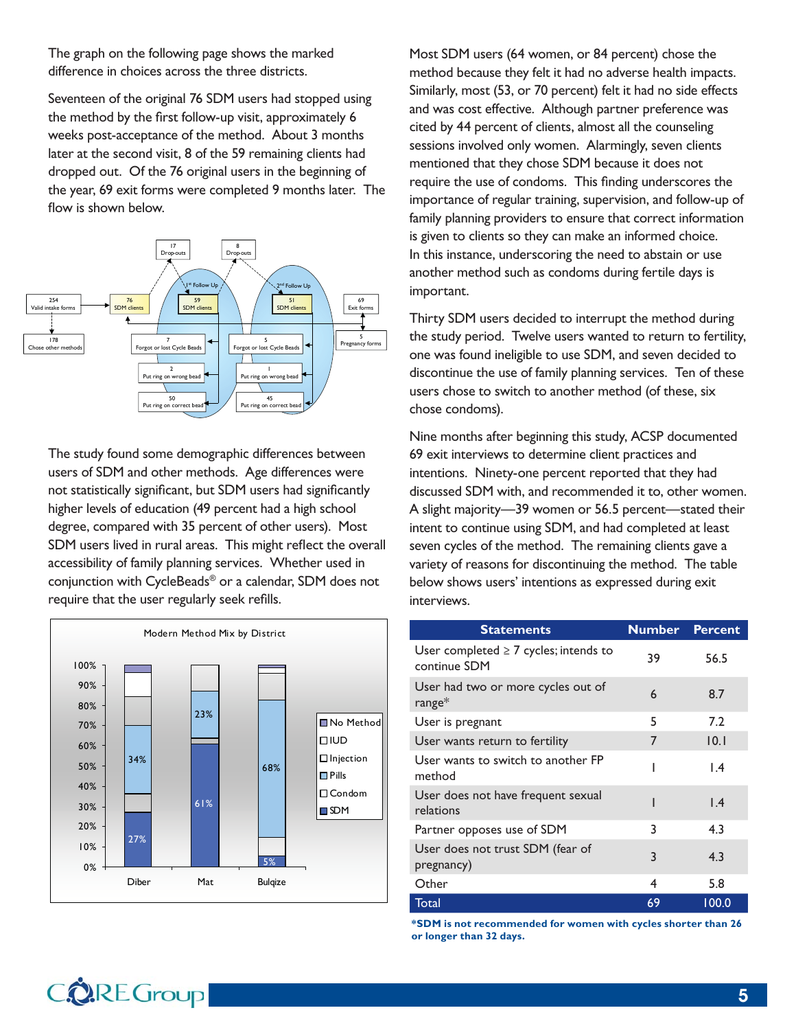The graph on the following page shows the marked difference in choices across the three districts.

Seventeen of the original 76 SDM users had stopped using the method by the first follow-up visit, approximately 6 weeks post-acceptance of the method. About 3 months later at the second visit, 8 of the 59 remaining clients had dropped out. Of the 76 original users in the beginning of the year, 69 exit forms were completed 9 months later. The flow is shown below.

The study found some demographic differences between users of SDM and other methods. Age differences were not statistically significant, but SDM users had significantly higher levels of education (49 percent had a high school degree, compared with 35 percent of other users). Most SDM users lived in rural areas. This might reflect the overall accessibility of family planning services. Whether used in conjunction with CycleBeads® or a calendar, SDM does not require that the user regularly seek refills.

Most SDM users (64 women, or 84 percent) chose the method because they felt it had no adverse health impacts. Similarly, most (53, or 70 percent) felt it had no side effects and was cost effective. Although partner preference was cited by 44 percent of clients, almost all the counseling sessions involved only women. Alarmingly, seven clients mentioned that they chose SDM because it does not require the use of condoms. This finding underscores the importance of regular training, supervision, and follow-up of family planning providers to ensure that correct information is given to clients so they can make an informed choice. In this instance, underscoring the need to abstain or use another method such as condoms during fertile days is important.

Thirty SDM users decided to interrupt the method during the study period. Twelve users wanted to return to fertility, one was found ineligible to use SDM, and seven decided to discontinue the use of family planning services. Ten of these users chose to switch to another method (of these, six chose condoms).

Nine months after beginning this study, ACSP documented 69 exit interviews to determine client practices and intentions. Ninety-one percent reported that they had discussed SDM with, and recommended it to, other women. A slight majority—39 women or 56.5 percent—stated their intent to continue using SDM, and had completed at least seven cycles of the method. The remaining clients gave a variety of reasons for discontinuing the method. The table below shows users' intentions as expressed during exit interviews.

| Statements | Number | Percent |
|---|---|---|
| User completed ≥ 7 cycles; intends to continue SDM | 39 | 56.5 |
| User had two or more cycles out of range* | 6 | 8.7 |
| User is pregnant | 5 | 7.2 |
| User wants return to fertility | 7 | 10.1 |
| User wants to switch to another FP method | 1 | 1.4 |
| User does not have frequent sexual relations | 1 | 1.4 |
| Partner opposes use of SDM | 3 | 4.3 |
| User does not trust SDM (fear of pregnancy) | 3 | 4.3 |
| Other | 4 | 5.8 |
| Total | 69 | 100.0 |

**\*SDM is not recommended for women with cycles shorter than 26 or longer than 32 days.**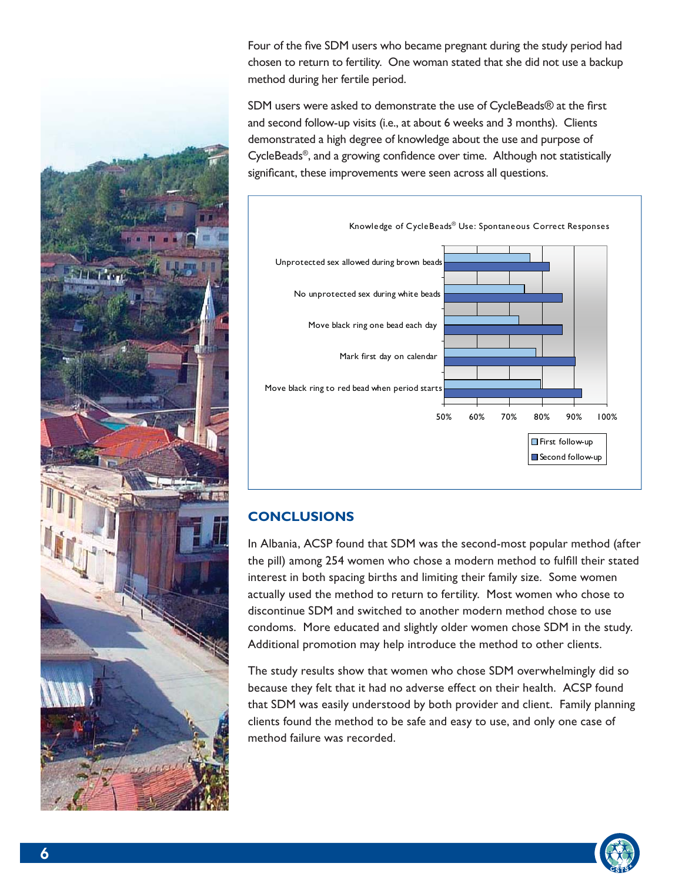Four of the five SDM users who became pregnant during the study period had chosen to return to fertility. One woman stated that she did not use a backup method during her fertile period.

SDM users were asked to demonstrate the use of CycleBeads® at the first and second follow-up visits (i.e., at about 6 weeks and 3 months). Clients demonstrated a high degree of knowledge about the use and purpose of CycleBeads®, and a growing confidence over time. Although not statistically significant, these improvements were seen across all questions.

Knowledge of CycleBeads® Use: Spontaneous Correct Responses

- Unprotected sex allowed during brown beads
- No unprotected sex during white beads
- Move black ring one bead each day
- Mark first day on calendar
- Move black ring to red bead when period starts

50% 60% 70% 80% 90% 100%

First follow-up / Second follow-up

## CONCLUSIONS

In Albania, ACSP found that SDM was the second-most popular method (after the pill) among 254 women who chose a modern method to fulfill their stated interest in both spacing births and limiting their family size. Some women actually used the method to return to fertility. Most women who chose to discontinue SDM and switched to another modern method chose to use condoms. More educated and slightly older women chose SDM in the study. Additional promotion may help introduce the method to other clients.

The study results show that women who chose SDM overwhelmingly did so because they felt that it had no adverse effect on their health. ACSP found that SDM was easily understood by both provider and client. Family planning clients found the method to be safe and easy to use, and only one case of method failure was recorded.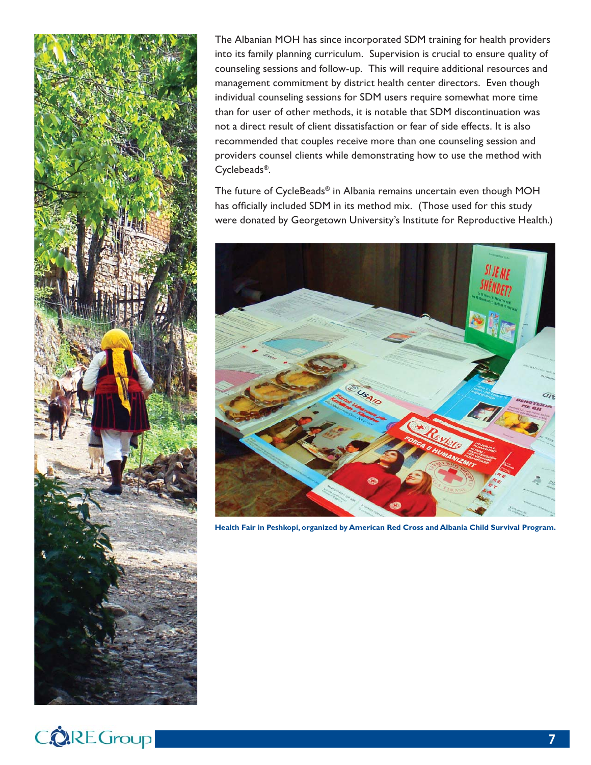The Albanian MOH has since incorporated SDM training for health providers into its family planning curriculum. Supervision is crucial to ensure quality of counseling sessions and follow-up. This will require additional resources and management commitment by district health center directors. Even though individual counseling sessions for SDM users require somewhat more time than for user of other methods, it is notable that SDM discontinuation was not a direct result of client dissatisfaction or fear of side effects. It is also recommended that couples receive more than one counseling session and providers counsel clients while demonstrating how to use the method with Cyclebeads®.

The future of CycleBeads® in Albania remains uncertain even though MOH has officially included SDM in its method mix. (Those used for this study were donated by Georgetown University's Institute for Reproductive Health.)

**Health Fair in Peshkopi, organized by American Red Cross and Albania Child Survival Program.**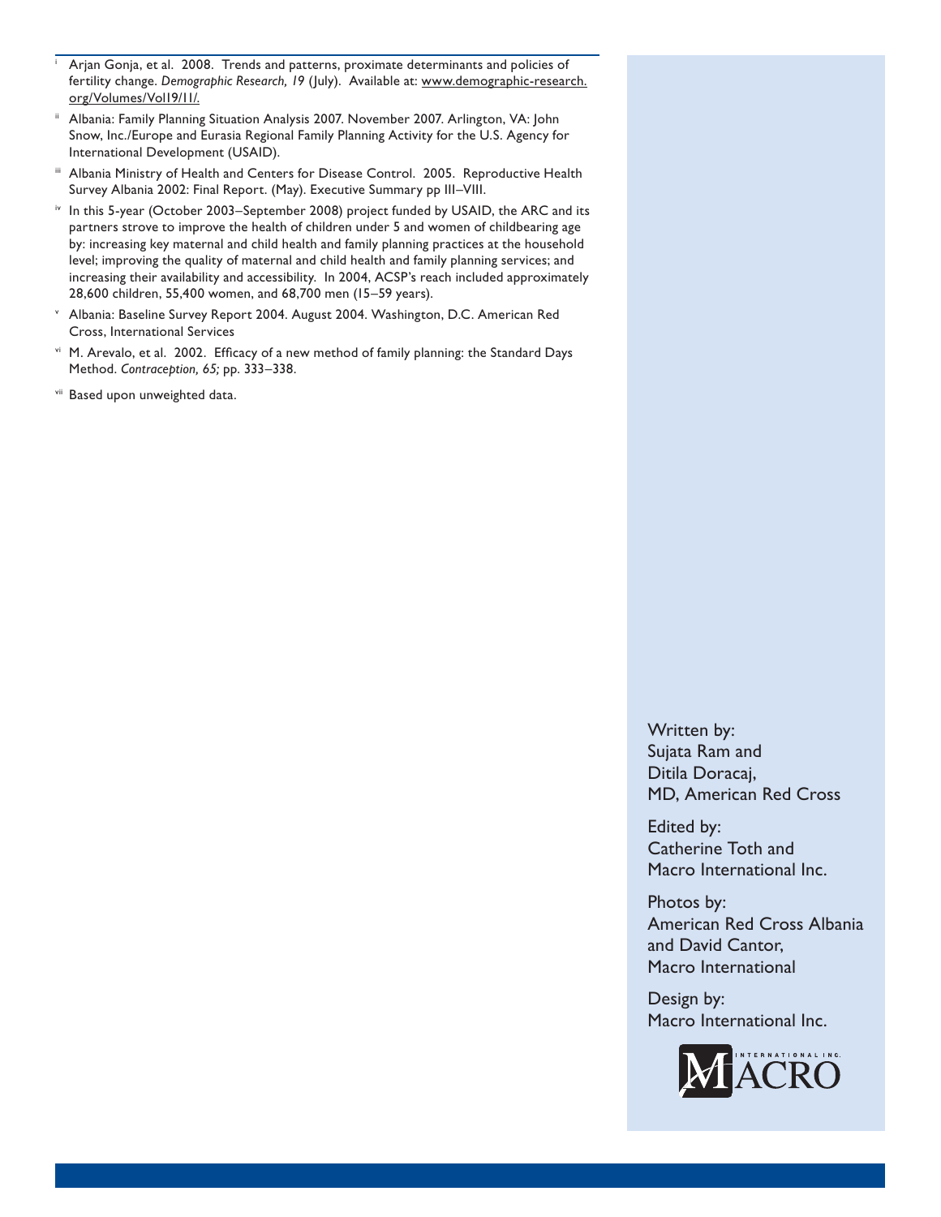[i] Arjan Gonja, et al. 2008. Trends and patterns, proximate determinants and policies of fertility change. *Demographic Research, 19* (July). Available at: www.demographic-research.org/Volumes/Vol19/11/.

[ii] Albania: Family Planning Situation Analysis 2007. November 2007. Arlington, VA: John Snow, Inc./Europe and Eurasia Regional Family Planning Activity for the U.S. Agency for International Development (USAID).

[iii] Albania Ministry of Health and Centers for Disease Control. 2005. Reproductive Health Survey Albania 2002: Final Report. (May). Executive Summary pp III–VIII.

[iv] In this 5-year (October 2003–September 2008) project funded by USAID, the ARC and its partners strove to improve the health of children under 5 and women of childbearing age by: increasing key maternal and child health and family planning practices at the household level; improving the quality of maternal and child health and family planning services; and increasing their availability and accessibility. In 2004, ACSP's reach included approximately 28,600 children, 55,400 women, and 68,700 men (15–59 years).

[v] Albania: Baseline Survey Report 2004. August 2004. Washington, D.C. American Red Cross, International Services

[vi] M. Arevalo, et al. 2002. Efficacy of a new method of family planning: the Standard Days Method. *Contraception, 65;* pp. 333–338.

[vii] Based upon unweighted data.

Written by:
Sujata Ram and
Ditila Doracaj,
MD, American Red Cross

Edited by:
Catherine Toth and
Macro International Inc.

Photos by:
American Red Cross Albania
and David Cantor,
Macro International

Design by:
Macro International Inc.

MACRO INTERNATIONAL INC.